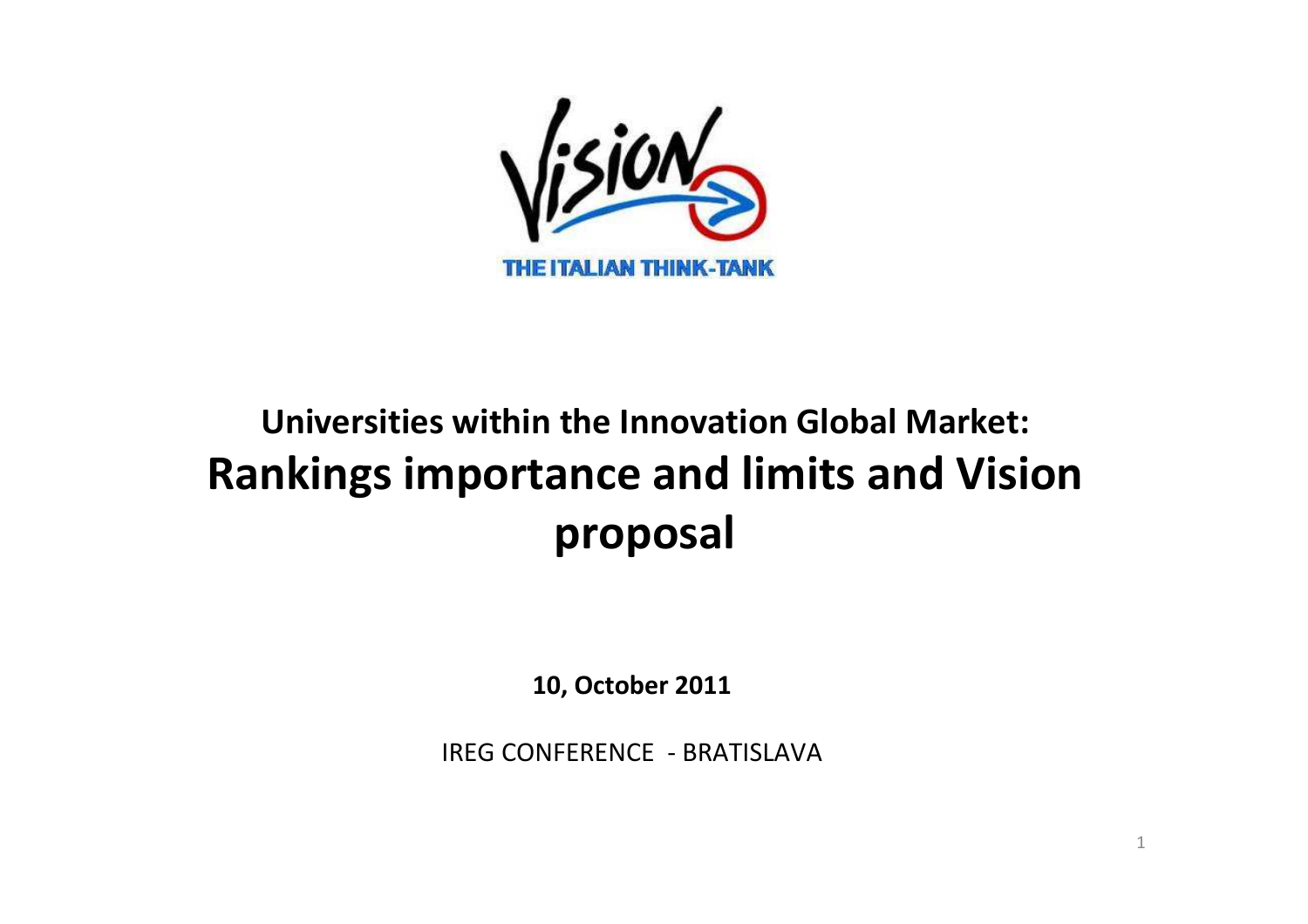Vision

THE ITALIAN THINK-TANK

## Universities within the Innovation Global Market:

# Rankings importance and limits and Vision proposal

**10, October 2011**

IREG CONFERENCE - BRATISLAVA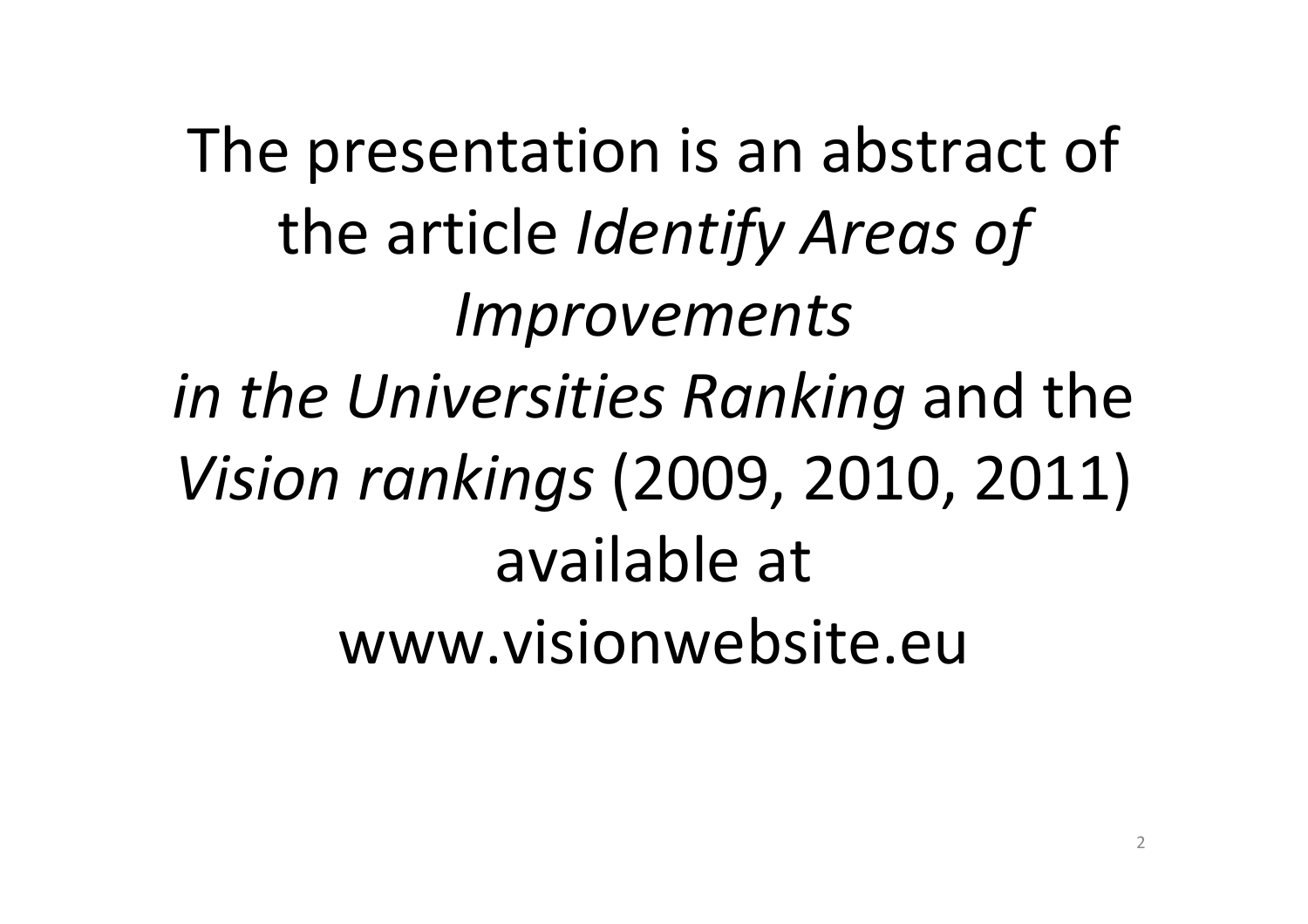The presentation is an abstract of the article *Identify Areas of Improvements in the Universities Ranking* and the *Vision rankings* (2009, 2010, 2011) available at www.visionwebsite.eu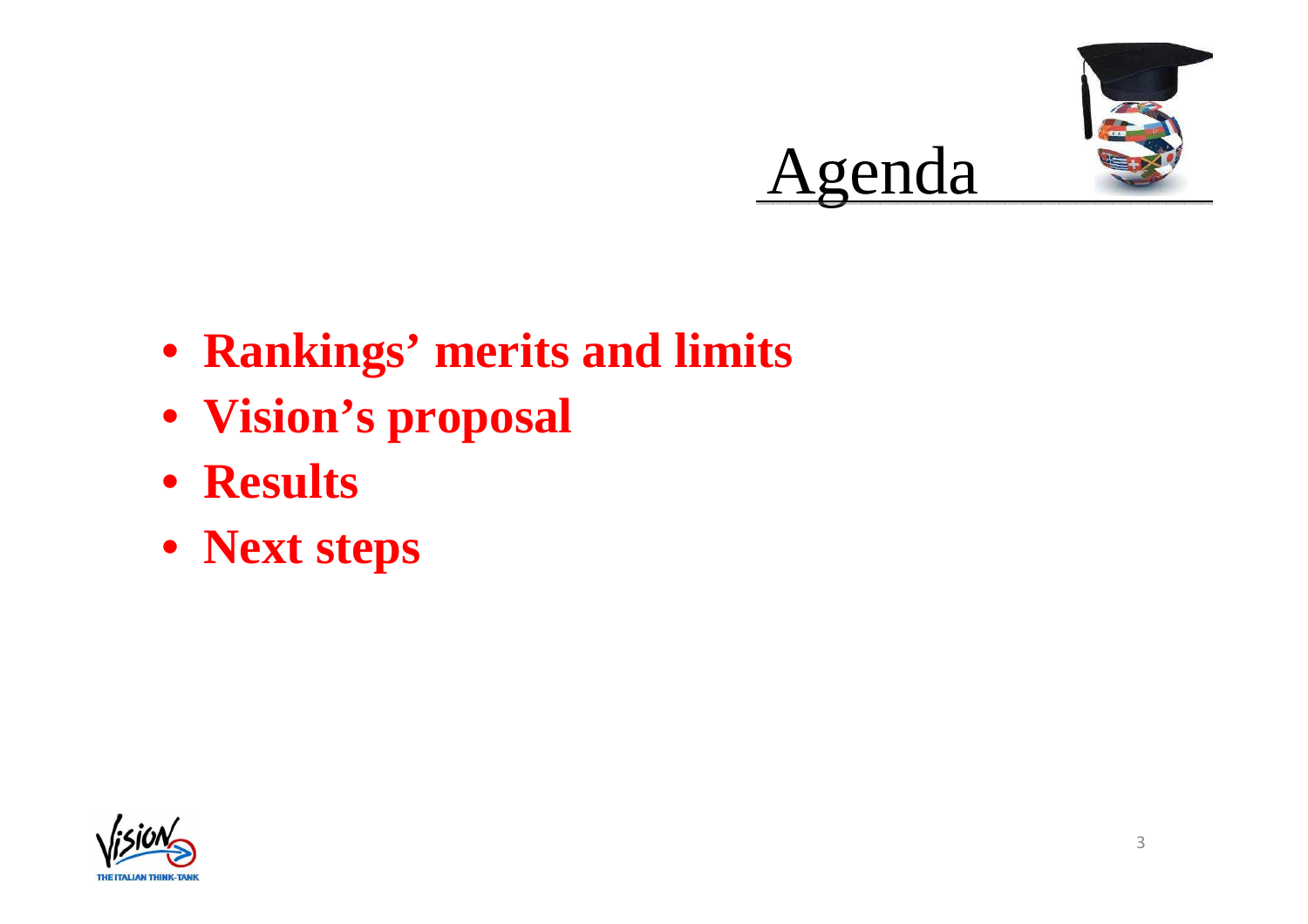# Agenda

- **Rankings' merits and limits**
- **Vision's proposal**
- **Results**
- **Next steps**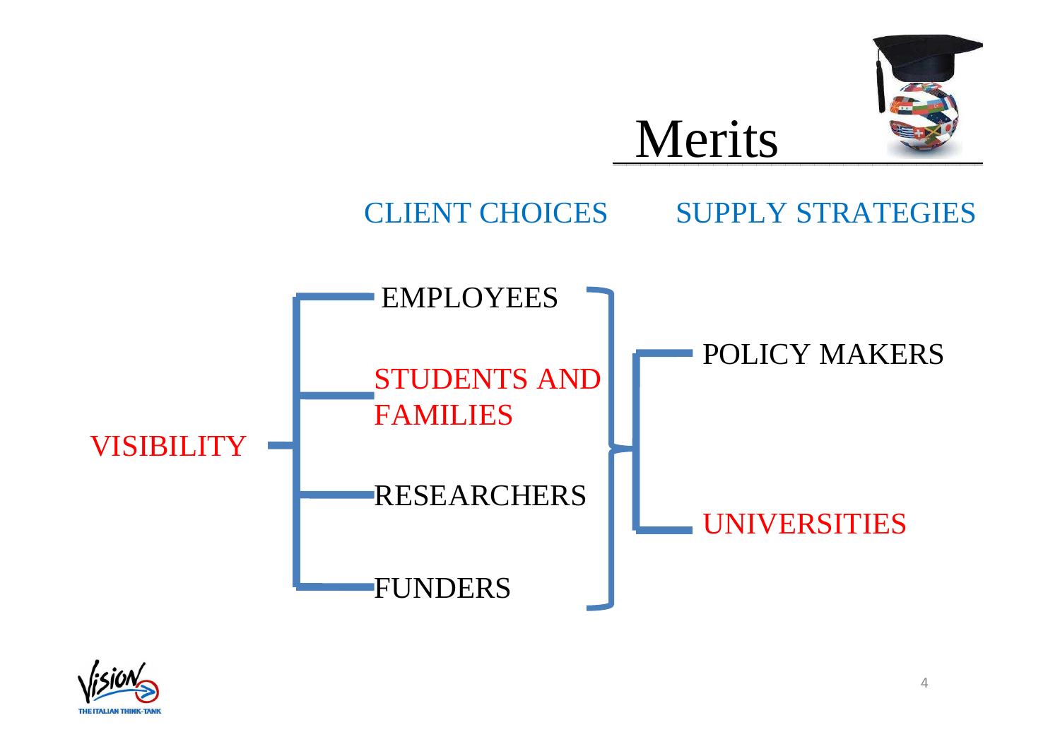# Merits

CLIENT CHOICES

SUPPLY STRATEGIES

VISIBILITY

- EMPLOYEES
- STUDENTS AND FAMILIES
- RESEARCHERS
- FUNDERS

- POLICY MAKERS
- UNIVERSITIES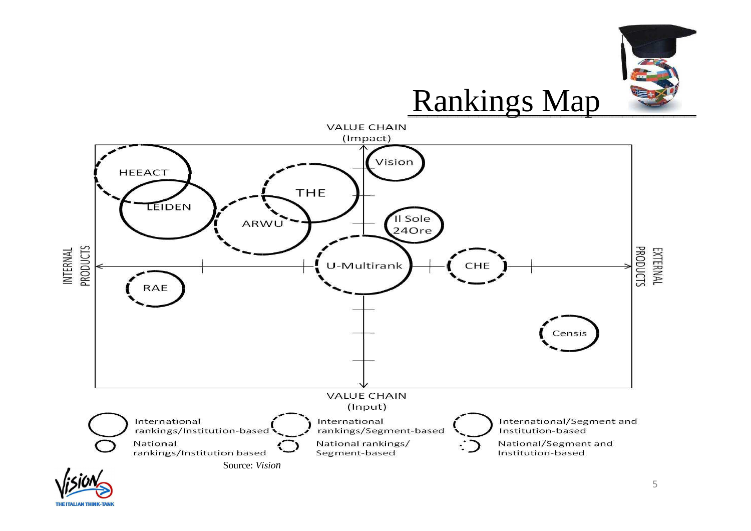# Rankings Map

VALUE CHAIN (Impact)

INTERNAL PRODUCTS

EXTERNAL PRODUCTS

VALUE CHAIN (Input)

HEEACT

LEIDEN

THE

ARWU

Vision

Il Sole 24Ore

U-Multirank

CHE

RAE

Censis

International rankings/Institution-based

International rankings/Segment-based

International/Segment and Institution-based

National rankings/Institution based

National rankings/ Segment-based

National/Segment and Institution-based

Source: *Vision*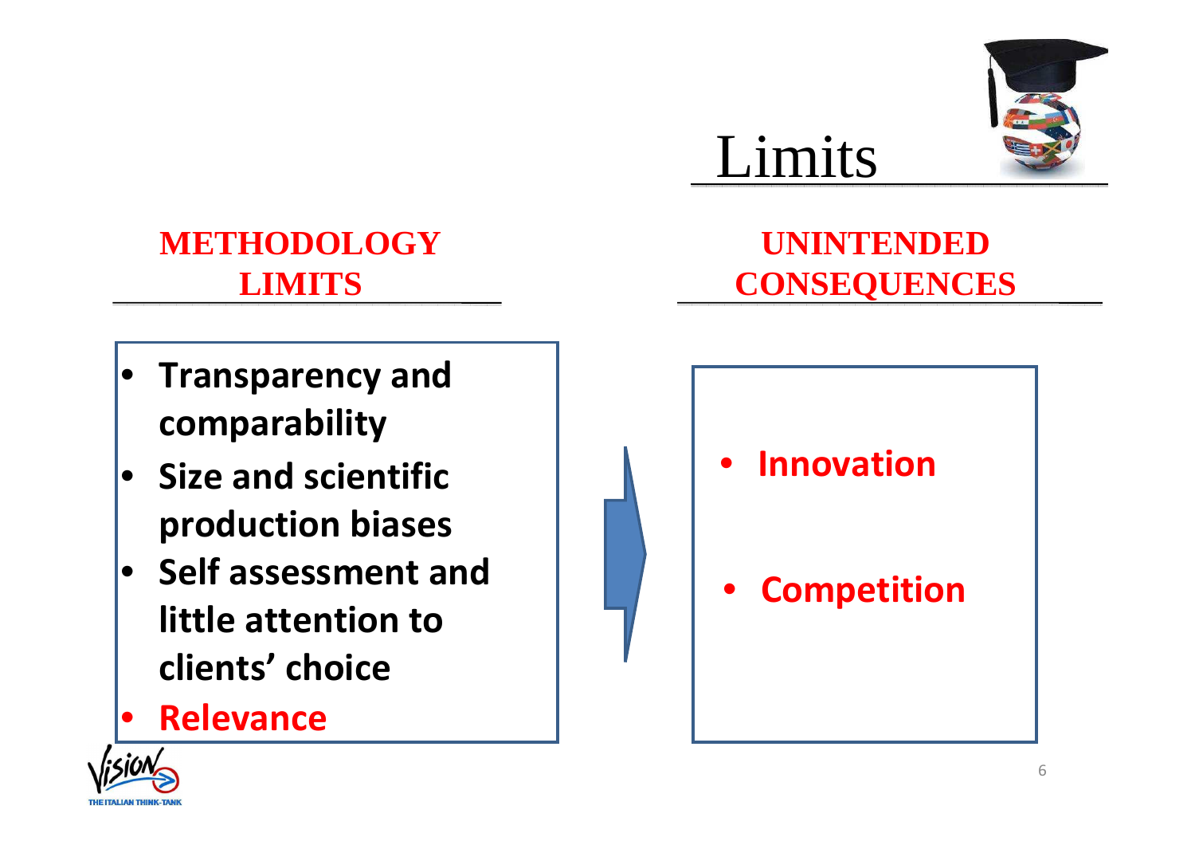# Limits

## METHODOLOGY LIMITS

- **Transparency and comparability**
- **Size and scientific production biases**
- **Self assessment and little attention to clients' choice**
- **Relevance**

## UNINTENDED CONSEQUENCES

- **Innovation**
- **Competition**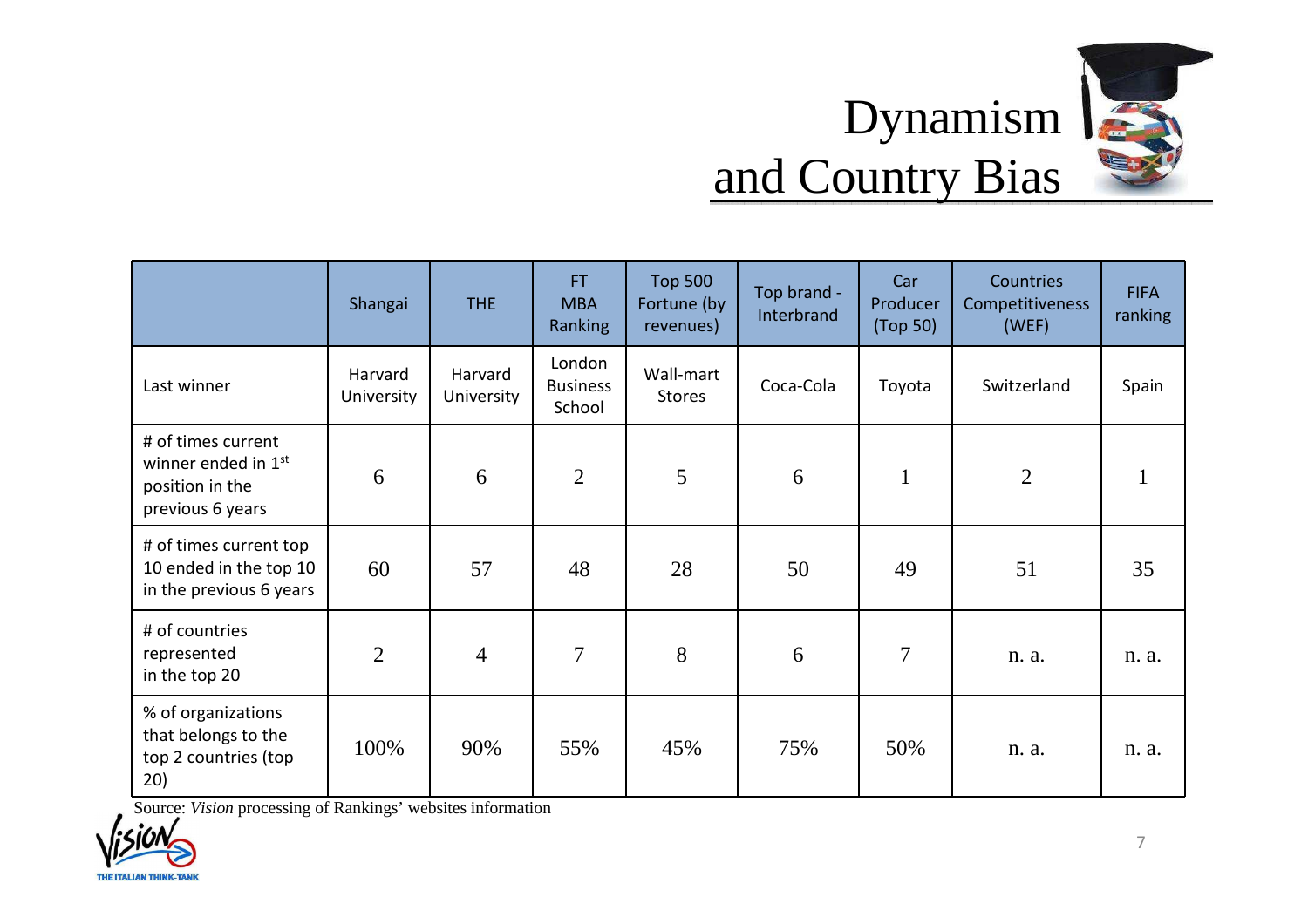# Dynamism and Country Bias

| | Shangai | THE | FT MBA Ranking | Top 500 Fortune (by revenues) | Top brand - Interbrand | Car Producer (Top 50) | Countries Competitiveness (WEF) | FIFA ranking |
|---|---|---|---|---|---|---|---|---|
| Last winner | Harvard University | Harvard University | London Business School | Wall-mart Stores | Coca-Cola | Toyota | Switzerland | Spain |
| # of times current winner ended in 1st position in the previous 6 years | 6 | 6 | 2 | 5 | 6 | 1 | 2 | 1 |
| # of times current top 10 ended in the top 10 in the previous 6 years | 60 | 57 | 48 | 28 | 50 | 49 | 51 | 35 |
| # of countries represented in the top 20 | 2 | 4 | 7 | 8 | 6 | 7 | n. a. | n. a. |
| % of organizations that belongs to the top 2 countries (top 20) | 100% | 90% | 55% | 45% | 75% | 50% | n. a. | n. a. |

Source: *Vision* processing of Rankings' websites information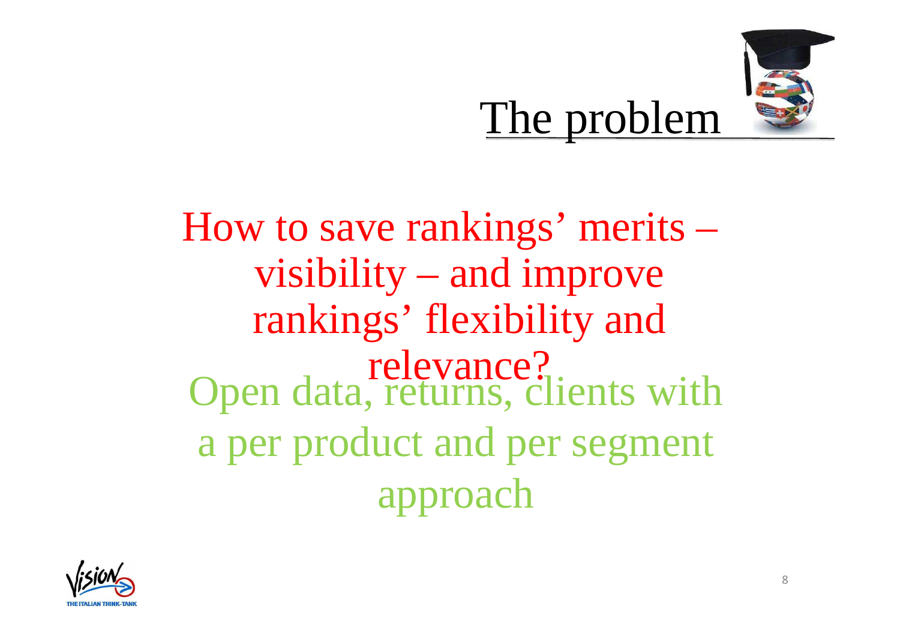# The problem

How to save rankings' merits – visibility – and improve rankings' flexibility and relevance?

Open data, returns, clients with a per product and per segment approach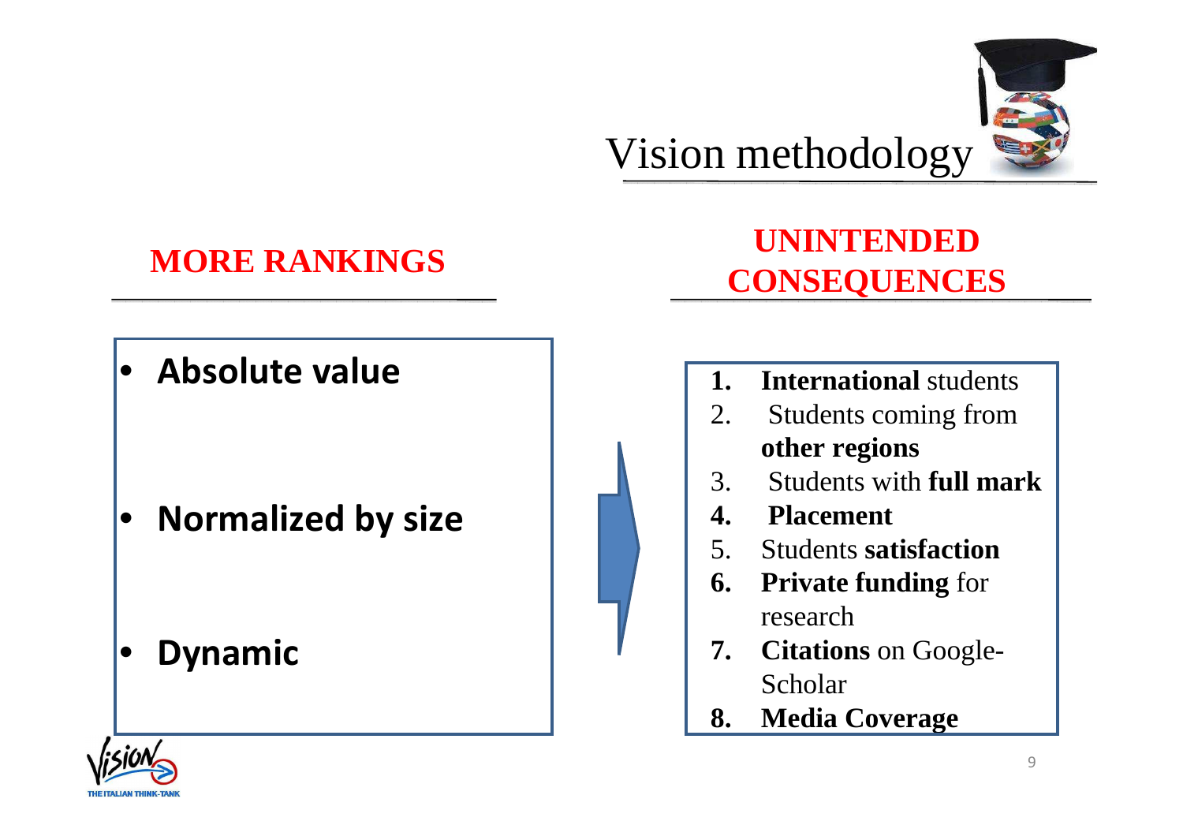# Vision methodology

## MORE RANKINGS

- **Absolute value**
- **Normalized by size**
- **Dynamic**

## UNINTENDED CONSEQUENCES

1. **International** students
2. Students coming from **other regions**
3. Students with **full mark**
4. **Placement**
5. Students **satisfaction**
6. **Private funding** for research
7. **Citations** on Google-Scholar
8. **Media Coverage**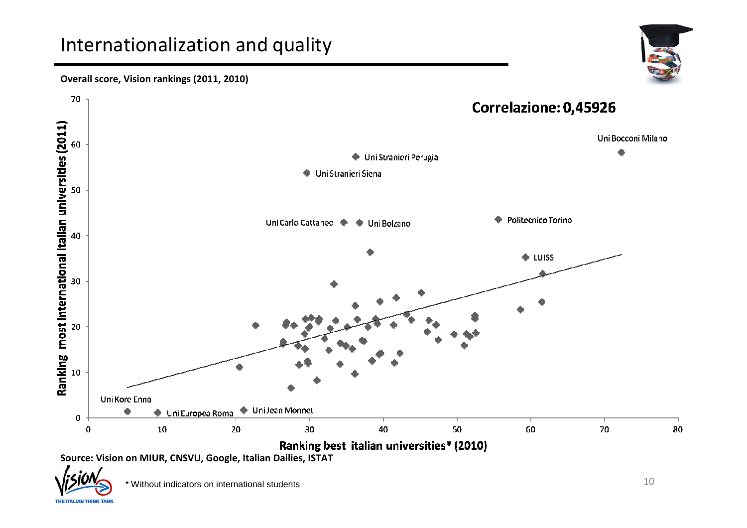# Internationalization and quality

**Overall score, Vision rankings (2011, 2010)**

**Correlazione: 0,45926**

Uni Bocconi Milano

Uni Stranieri Perugia

Uni Stranieri Siena

Uni Carlo Cattaneo

Uni Bolzano

Politecnico Torino

LUISS

Uni Kore Enna

Uni Europea Roma

Uni Jean Monnet

Ranking most international italian universities (2011)

Ranking best italian universities* (2010)

**Source: Vision on MIUR, CNSVU, Google, Italian Dailies, ISTAT**

\* Without indicators on international students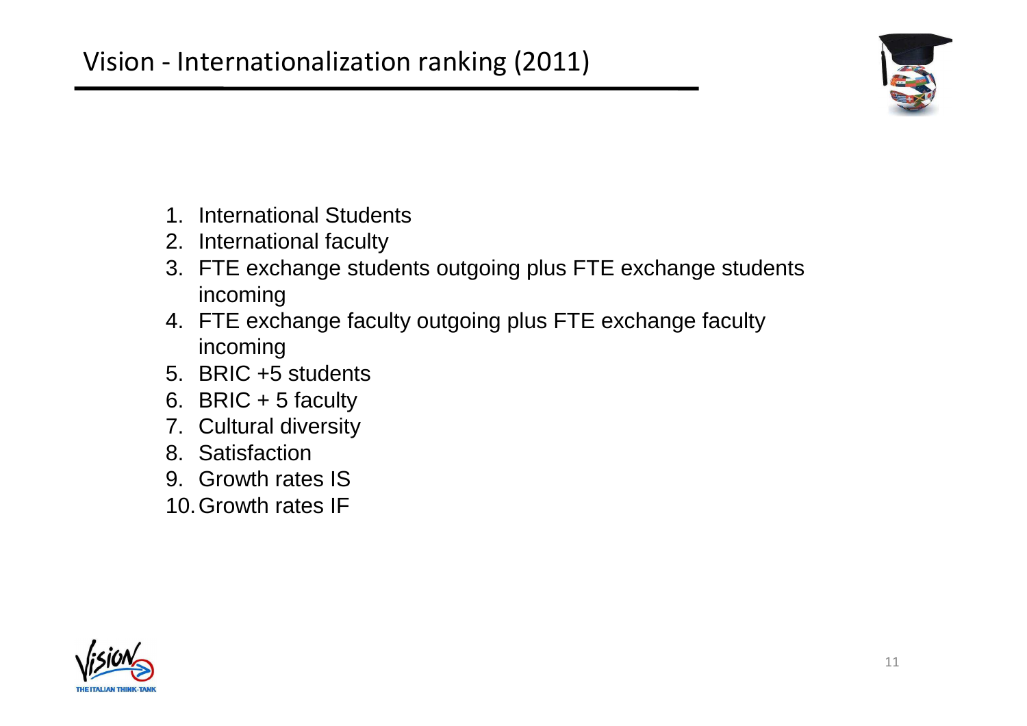# Vision - Internationalization ranking (2011)

1. International Students
2. International faculty
3. FTE exchange students outgoing plus FTE exchange students incoming
4. FTE exchange faculty outgoing plus FTE exchange faculty incoming
5. BRIC +5 students
6. BRIC + 5 faculty
7. Cultural diversity
8. Satisfaction
9. Growth rates IS
10. Growth rates IF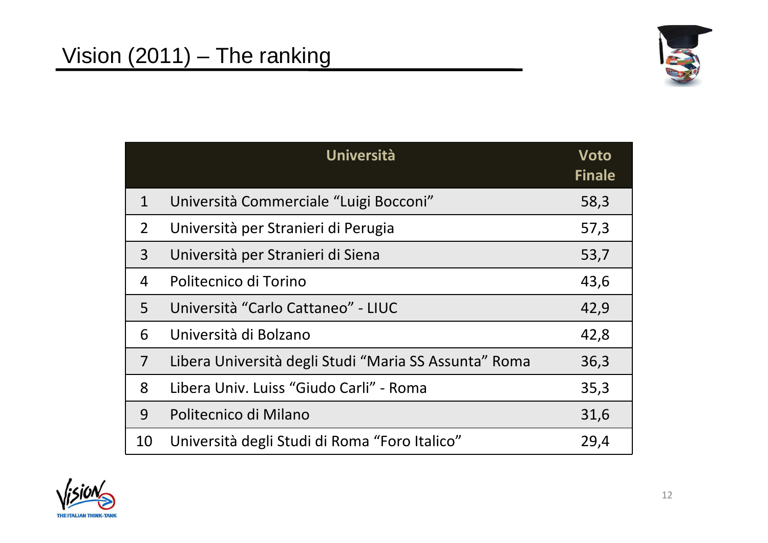# Vision (2011) – The ranking

| | Università | Voto Finale |
|---|---|---|
| 1 | Università Commerciale "Luigi Bocconi" | 58,3 |
| 2 | Università per Stranieri di Perugia | 57,3 |
| 3 | Università per Stranieri di Siena | 53,7 |
| 4 | Politecnico di Torino | 43,6 |
| 5 | Università "Carlo Cattaneo" - LIUC | 42,9 |
| 6 | Università di Bolzano | 42,8 |
| 7 | Libera Università degli Studi "Maria SS Assunta" Roma | 36,3 |
| 8 | Libera Univ. Luiss "Giudo Carli" - Roma | 35,3 |
| 9 | Politecnico di Milano | 31,6 |
| 10 | Università degli Studi di Roma "Foro Italico" | 29,4 |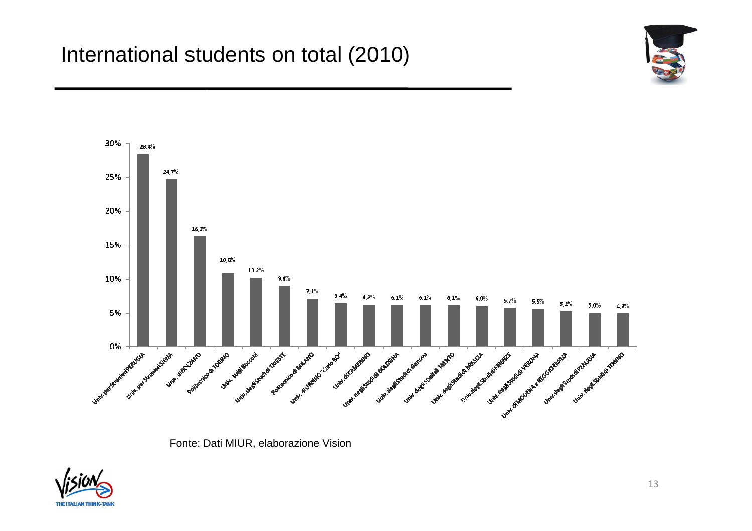# International students on total (2010)

| University | International students on total |
| --- | --- |
| Univ. per Stranieri PERUGIA | 28,4% |
| Univ. per Stranieri SIENA | 24,7% |
| Univ. di BOLZANO | 16,2% |
| Politecnico di TORINO | 10,8% |
| Univ. Luigi Bocconi | 10,2% |
| Univ. degli Studi di TRIESTE | 9,0% |
| Politecnico di MILANO | 7,1% |
| Univ. di URBINO "Carlo BO" | 6,4% |
| Univ. di CAMERINO | 6,2% |
| Univ. degli Studi di BOLOGNA | 6,1% |
| Univ. degli Studi di Genova | 6,1% |
| Univ. degli Studi di TRENTO | 6,1% |
| Univ. degli Studi di BRESCIA | 6,0% |
| Univ. degli Studi di FIRENZE | 5,7% |
| Univ. degli Studi di VERONA | 5,5% |
| Univ. di MODENA e REGGIO EMILIA | 5,2% |
| Univ. degli Studi di PERUGIA | 5,0% |
| Univ. degli Studi di TORINO | 4,9% |

Fonte: Dati MIUR, elaborazione Vision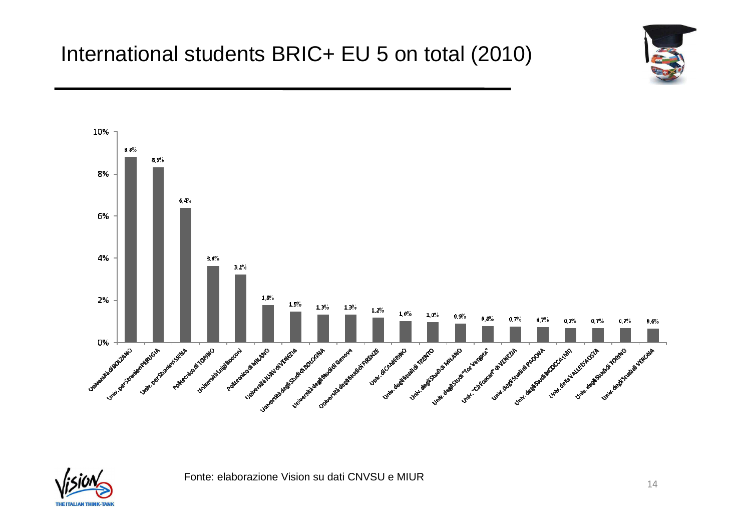# International students BRIC+ EU 5 on total (2010)

| Università | % |
|---|---|
| Università di BOLZANO | 8,8% |
| Univ. per Stranieri PERUGIA | 8,3% |
| Univ. per Stranieri SIENA | 6,4% |
| Politecnico di TORINO | 3,6% |
| Università Luigi Bocconi | 3,2% |
| Politecnico di MILANO | 1,8% |
| Università IUAV di VENEZIA | 1,5% |
| Università degli Studi di BOLOGNA | 1,3% |
| Università degli Studi di Genova | 1,3% |
| Università degli Studi di FIRENZE | 1,2% |
| Univ. di CAMERINO | 1,0% |
| Univ. degli Studi di TRENTO | 1,0% |
| Univ. degli Studi di MILANO | 0,9% |
| Univ. degli Studi "Tor Vergata" | 0,8% |
| Univ. "Ca' Foscari" di VENEZIA | 0,7% |
| Univ. degli Studi di PADOVA | 0,7% |
| Univ. degli Studi BICOCCA (MI) | 0,7% |
| Univ. della VALLE D'AOSTA | 0,7% |
| Univ. degli Studi di TORINO | 0,7% |
| Univ. degli Studi di VERONA | 0,6% |

Fonte: elaborazione Vision su dati CNVSU e MIUR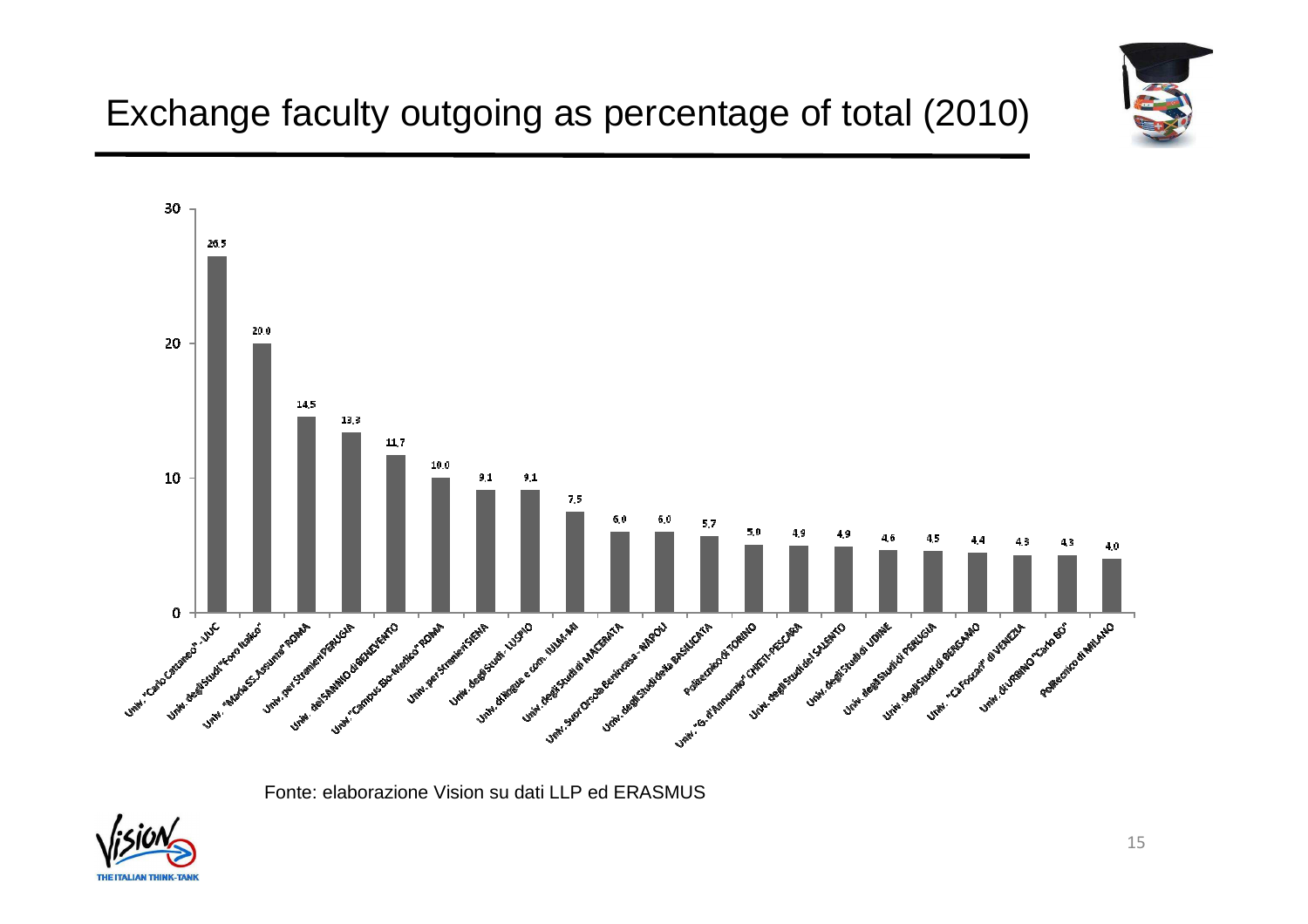# Exchange faculty outgoing as percentage of total (2010)

| Università | % |
|---|---|
| Univ. "Carlo Cattaneo" - LIUC | 26.5 |
| Univ. degli Studi "Foro Italico" | 20.0 |
| Univ. "Maria SS. Assunta" ROMA | 14,5 |
| Univ. per Stranieri PERUGIA | 13,3 |
| Univ. del SANNIO di BENEVENTO | 11,7 |
| Univ. "Campus Bio-Medico" ROMA | 10.0 |
| Univ. per Stranieri SIENA | 9,1 |
| Univ. degli Studi - LUSPIO | 9,1 |
| Univ. di lingue e com. IULM-MI | 7,5 |
| Univ. degli Studi di MACERATA | 6,0 |
| Univ. Suor Orsola Benincasa - NAPOLI | 6,0 |
| Univ. degli Studi della BASILICATA | 5,7 |
| Politecnico di TORINO | 5,0 |
| Univ. "G. d'Annunzio" CHIETI-PESCARA | 4,9 |
| Univ. degli Studi del SALENTO | 4,9 |
| Univ. degli Studi di UDINE | 4,6 |
| Univ. degli Studi di PERUGIA | 4,5 |
| Univ. degli Studi di BERGAMO | 4,4 |
| Univ. "Ca' Foscari" di VENEZIA | 4,3 |
| Univ. di URBINO "Carlo BO" | 4,3 |
| Politecnico di MILANO | 4,0 |

Fonte: elaborazione Vision su dati LLP ed ERASMUS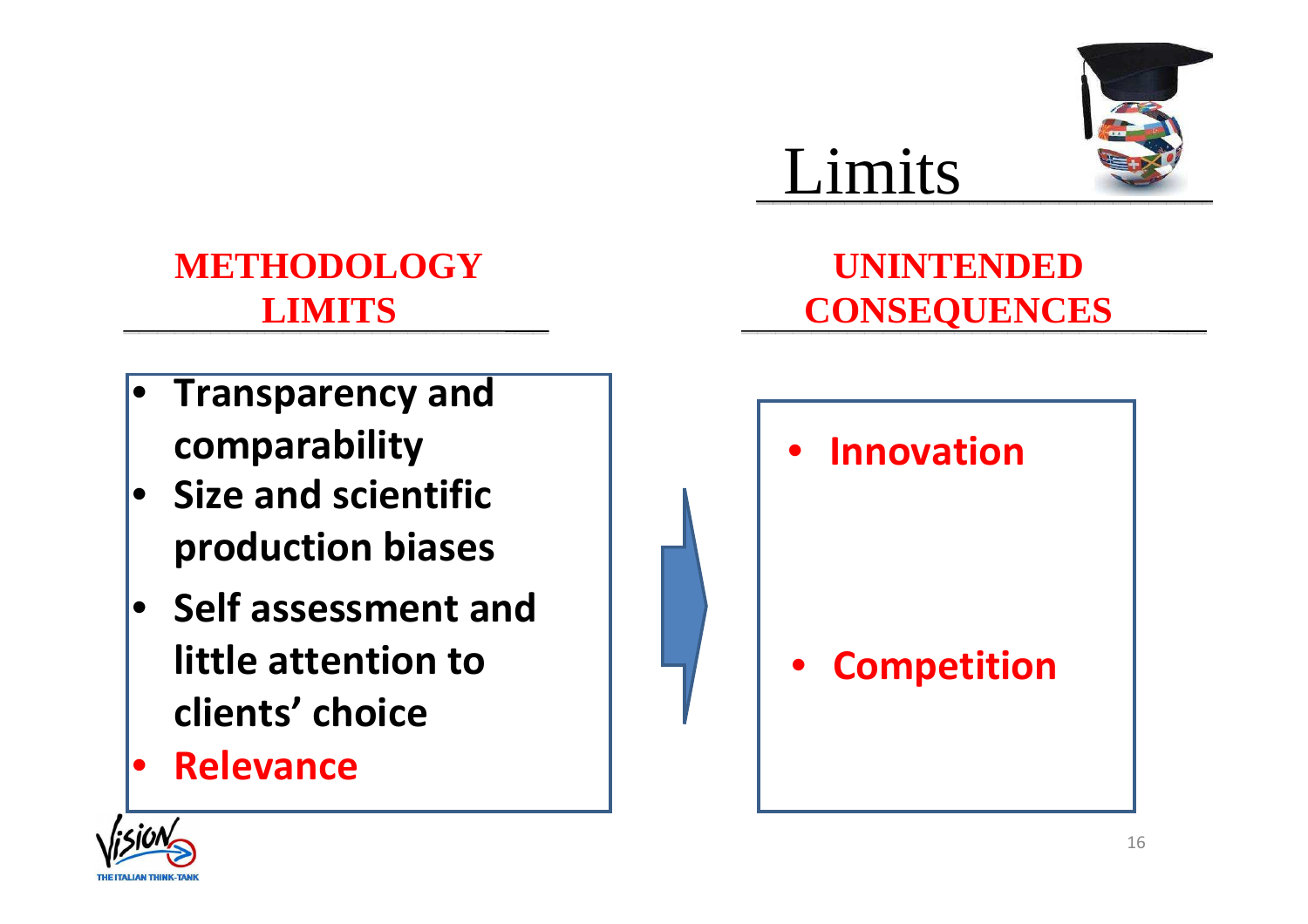# Limits

## METHODOLOGY LIMITS

- **Transparency and comparability**
- **Size and scientific production biases**
- **Self assessment and little attention to clients' choice**
- **Relevance**

## UNINTENDED CONSEQUENCES

- **Innovation**
- **Competition**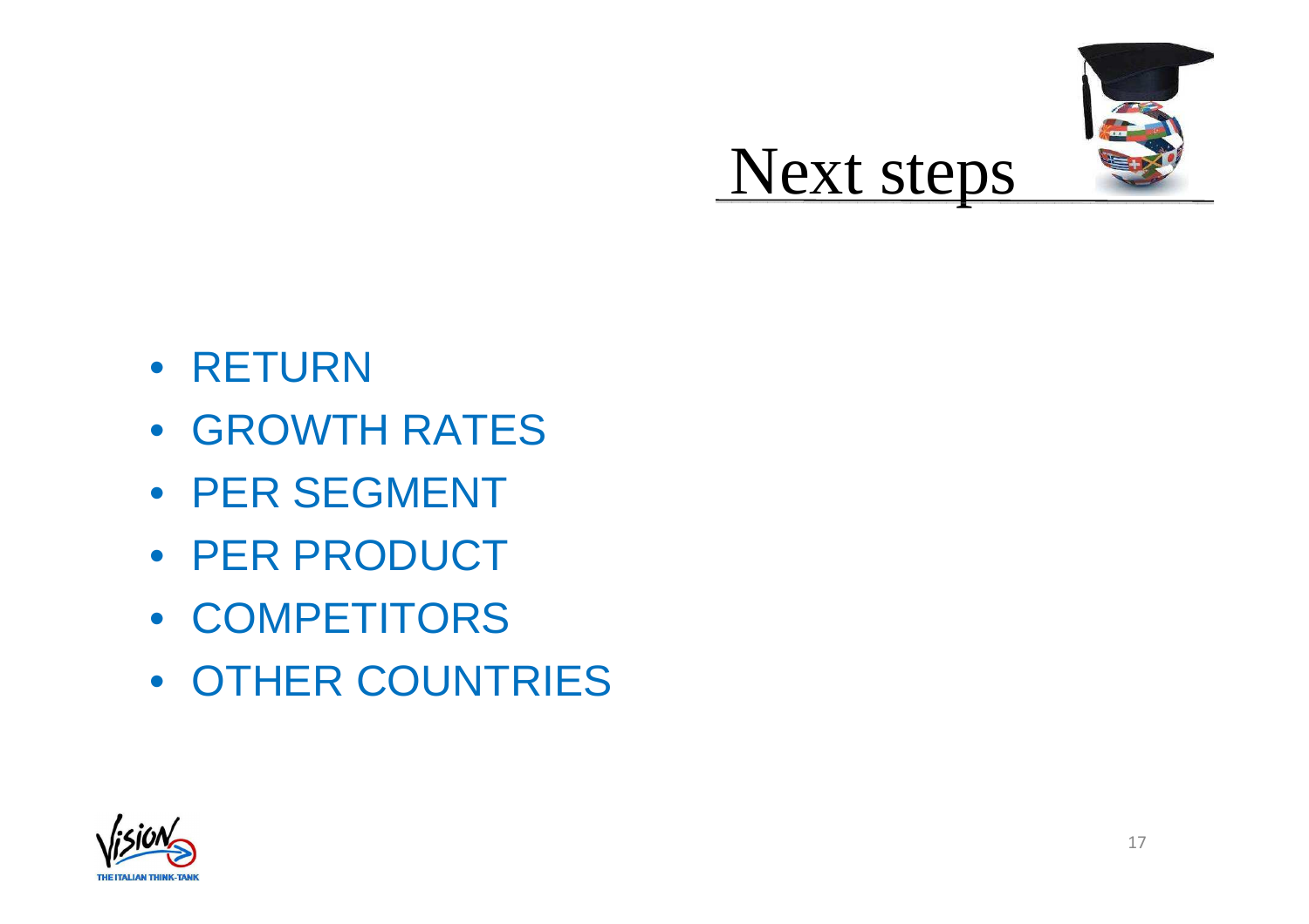# Next steps

- RETURN
- GROWTH RATES
- PER SEGMENT
- PER PRODUCT
- COMPETITORS
- OTHER COUNTRIES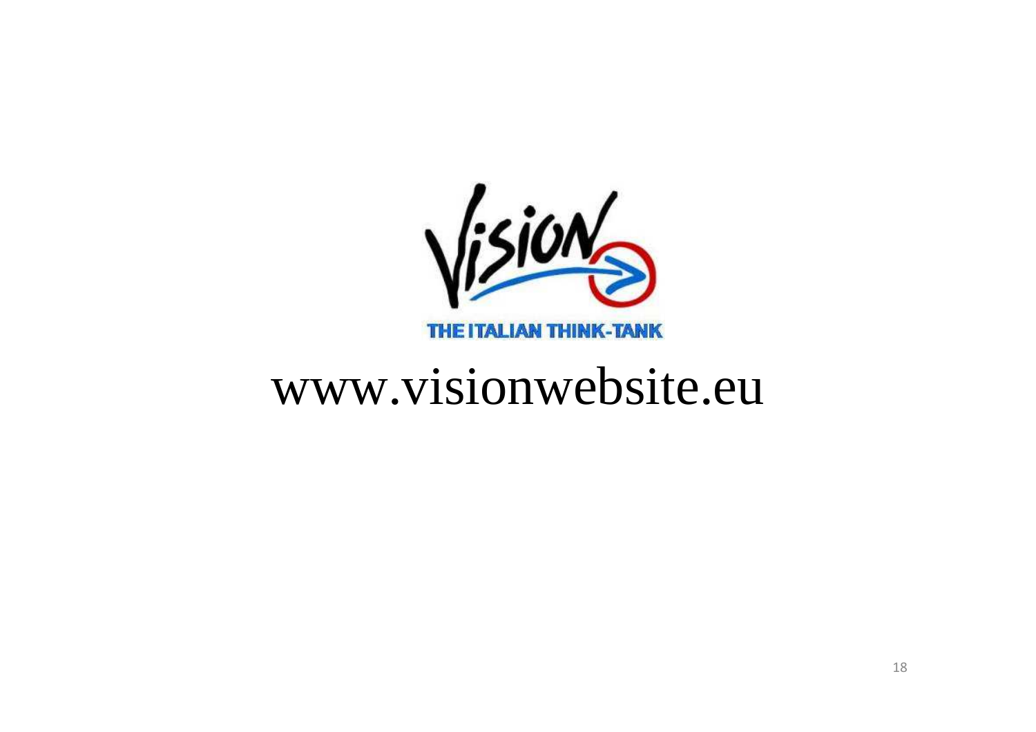Vision

THE ITALIAN THINK-TANK

www.visionwebsite.eu